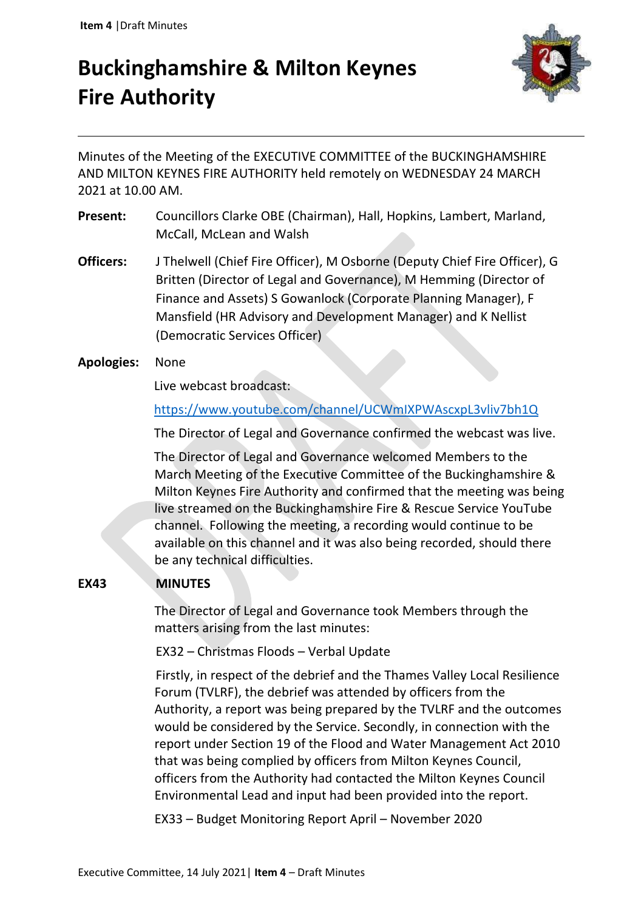# Buckinghamshire & Milton Keynes Fire Authority

Minutes of the Meeting of the EXECUTIVE COMMITTEE of the BUCKINGHAMSHIRE AND MILTON KEYNES FIRE AUTHORITY held remotely on WEDNESDAY 24 MARCH 2021 at 10.00 AM.

**Present:** Councillors Clarke OBE (Chairman), Hall, Hopkins, Lambert, Marland, McCall, McLean and Walsh

**Officers:** J Thelwell (Chief Fire Officer), M Osborne (Deputy Chief Fire Officer), G Britten (Director of Legal and Governance), M Hemming (Director of Finance and Assets) S Gowanlock (Corporate Planning Manager), F Mansfield (HR Advisory and Development Manager) and K Nellist (Democratic Services Officer)

**Apologies:** None

Live webcast broadcast:

https://www.youtube.com/channel/UCWmIXPWAscxpL3vliv7bh1Q

The Director of Legal and Governance confirmed the webcast was live.

The Director of Legal and Governance welcomed Members to the March Meeting of the Executive Committee of the Buckinghamshire & Milton Keynes Fire Authority and confirmed that the meeting was being live streamed on the Buckinghamshire Fire & Rescue Service YouTube channel. Following the meeting, a recording would continue to be available on this channel and it was also being recorded, should there be any technical difficulties.

**EX43 MINUTES**

The Director of Legal and Governance took Members through the matters arising from the last minutes:

EX32 – Christmas Floods – Verbal Update

Firstly, in respect of the debrief and the Thames Valley Local Resilience Forum (TVLRF), the debrief was attended by officers from the Authority, a report was being prepared by the TVLRF and the outcomes would be considered by the Service. Secondly, in connection with the report under Section 19 of the Flood and Water Management Act 2010 that was being complied by officers from Milton Keynes Council, officers from the Authority had contacted the Milton Keynes Council Environmental Lead and input had been provided into the report.

EX33 – Budget Monitoring Report April – November 2020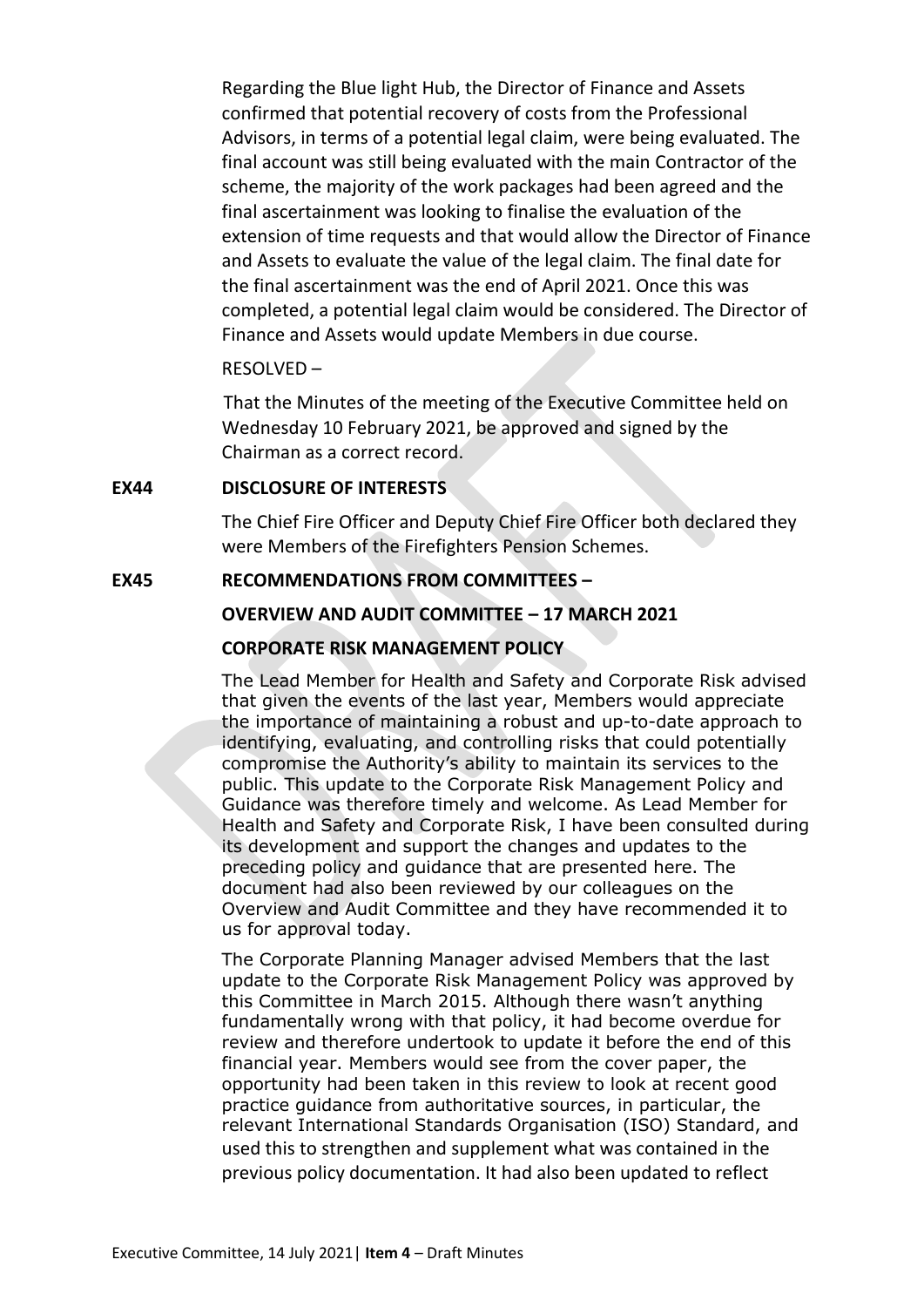Regarding the Blue light Hub, the Director of Finance and Assets confirmed that potential recovery of costs from the Professional Advisors, in terms of a potential legal claim, were being evaluated. The final account was still being evaluated with the main Contractor of the scheme, the majority of the work packages had been agreed and the final ascertainment was looking to finalise the evaluation of the extension of time requests and that would allow the Director of Finance and Assets to evaluate the value of the legal claim. The final date for the final ascertainment was the end of April 2021. Once this was completed, a potential legal claim would be considered. The Director of Finance and Assets would update Members in due course.

RESOLVED –

That the Minutes of the meeting of the Executive Committee held on Wednesday 10 February 2021, be approved and signed by the Chairman as a correct record.

**EX44 DISCLOSURE OF INTERESTS**

The Chief Fire Officer and Deputy Chief Fire Officer both declared they were Members of the Firefighters Pension Schemes.

**EX45 RECOMMENDATIONS FROM COMMITTEES –**

**OVERVIEW AND AUDIT COMMITTEE – 17 MARCH 2021**

**CORPORATE RISK MANAGEMENT POLICY**

The Lead Member for Health and Safety and Corporate Risk advised that given the events of the last year, Members would appreciate the importance of maintaining a robust and up-to-date approach to identifying, evaluating, and controlling risks that could potentially compromise the Authority's ability to maintain its services to the public. This update to the Corporate Risk Management Policy and Guidance was therefore timely and welcome. As Lead Member for Health and Safety and Corporate Risk, I have been consulted during its development and support the changes and updates to the preceding policy and guidance that are presented here. The document had also been reviewed by our colleagues on the Overview and Audit Committee and they have recommended it to us for approval today.

The Corporate Planning Manager advised Members that the last update to the Corporate Risk Management Policy was approved by this Committee in March 2015. Although there wasn't anything fundamentally wrong with that policy, it had become overdue for review and therefore undertook to update it before the end of this financial year. Members would see from the cover paper, the opportunity had been taken in this review to look at recent good practice guidance from authoritative sources, in particular, the relevant International Standards Organisation (ISO) Standard, and used this to strengthen and supplement what was contained in the previous policy documentation. It had also been updated to reflect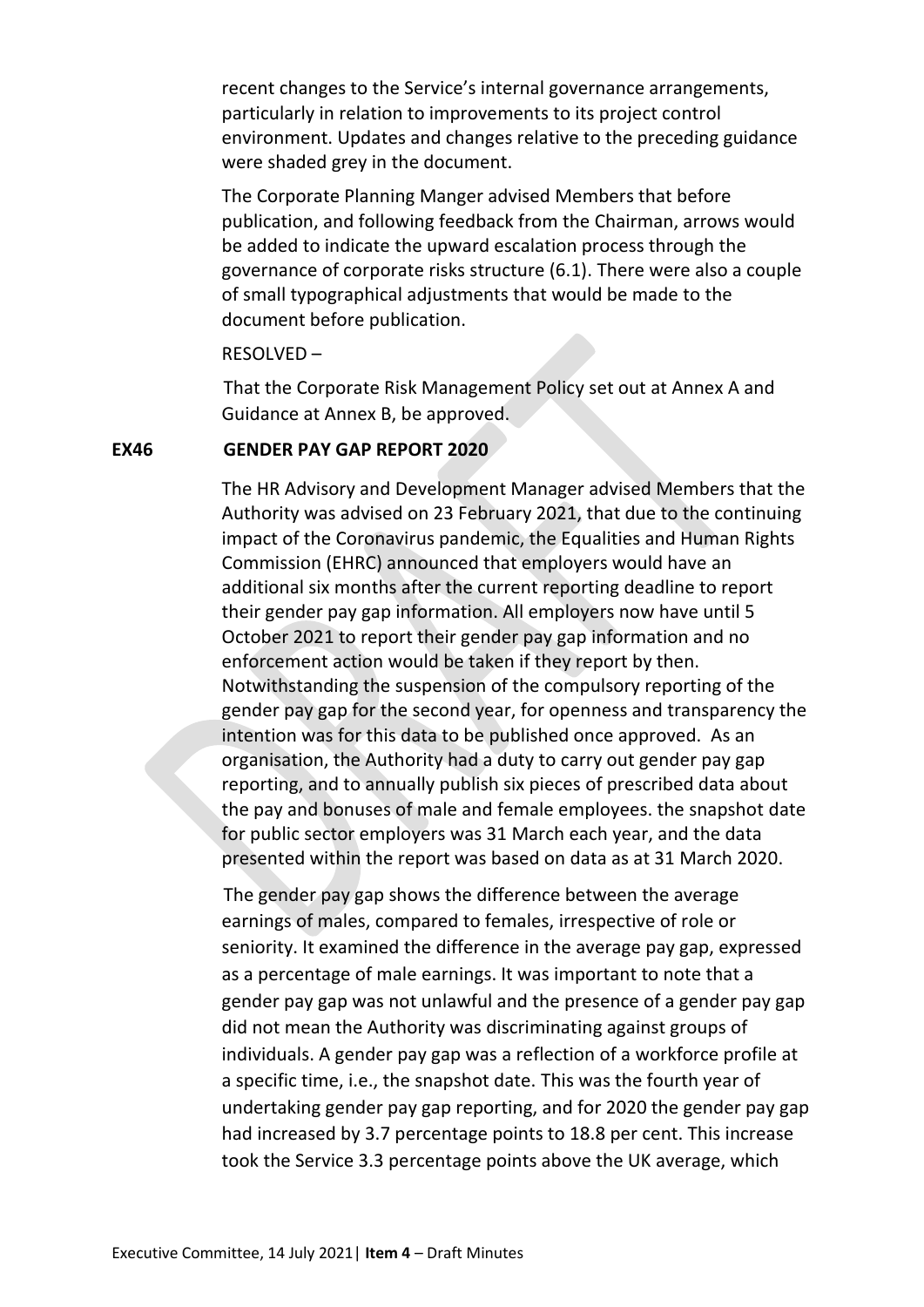recent changes to the Service's internal governance arrangements, particularly in relation to improvements to its project control environment. Updates and changes relative to the preceding guidance were shaded grey in the document.

The Corporate Planning Manger advised Members that before publication, and following feedback from the Chairman, arrows would be added to indicate the upward escalation process through the governance of corporate risks structure (6.1). There were also a couple of small typographical adjustments that would be made to the document before publication.

RESOLVED –

That the Corporate Risk Management Policy set out at Annex A and Guidance at Annex B, be approved.

**EX46 GENDER PAY GAP REPORT 2020**

The HR Advisory and Development Manager advised Members that the Authority was advised on 23 February 2021, that due to the continuing impact of the Coronavirus pandemic, the Equalities and Human Rights Commission (EHRC) announced that employers would have an additional six months after the current reporting deadline to report their gender pay gap information. All employers now have until 5 October 2021 to report their gender pay gap information and no enforcement action would be taken if they report by then. Notwithstanding the suspension of the compulsory reporting of the gender pay gap for the second year, for openness and transparency the intention was for this data to be published once approved. As an organisation, the Authority had a duty to carry out gender pay gap reporting, and to annually publish six pieces of prescribed data about the pay and bonuses of male and female employees. the snapshot date for public sector employers was 31 March each year, and the data presented within the report was based on data as at 31 March 2020.

The gender pay gap shows the difference between the average earnings of males, compared to females, irrespective of role or seniority. It examined the difference in the average pay gap, expressed as a percentage of male earnings. It was important to note that a gender pay gap was not unlawful and the presence of a gender pay gap did not mean the Authority was discriminating against groups of individuals. A gender pay gap was a reflection of a workforce profile at a specific time, i.e., the snapshot date. This was the fourth year of undertaking gender pay gap reporting, and for 2020 the gender pay gap had increased by 3.7 percentage points to 18.8 per cent. This increase took the Service 3.3 percentage points above the UK average, which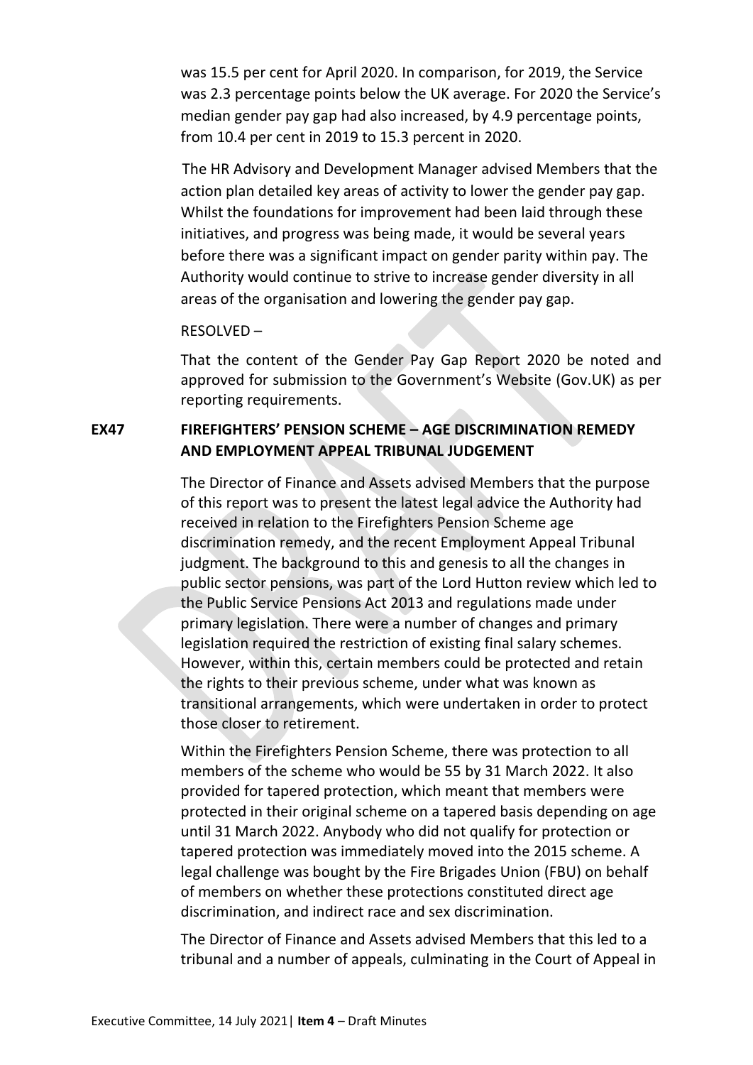was 15.5 per cent for April 2020. In comparison, for 2019, the Service was 2.3 percentage points below the UK average. For 2020 the Service's median gender pay gap had also increased, by 4.9 percentage points, from 10.4 per cent in 2019 to 15.3 percent in 2020.

The HR Advisory and Development Manager advised Members that the action plan detailed key areas of activity to lower the gender pay gap. Whilst the foundations for improvement had been laid through these initiatives, and progress was being made, it would be several years before there was a significant impact on gender parity within pay. The Authority would continue to strive to increase gender diversity in all areas of the organisation and lowering the gender pay gap.

RESOLVED –

That the content of the Gender Pay Gap Report 2020 be noted and approved for submission to the Government's Website (Gov.UK) as per reporting requirements.

**EX47 FIREFIGHTERS' PENSION SCHEME – AGE DISCRIMINATION REMEDY AND EMPLOYMENT APPEAL TRIBUNAL JUDGEMENT**

The Director of Finance and Assets advised Members that the purpose of this report was to present the latest legal advice the Authority had received in relation to the Firefighters Pension Scheme age discrimination remedy, and the recent Employment Appeal Tribunal judgment. The background to this and genesis to all the changes in public sector pensions, was part of the Lord Hutton review which led to the Public Service Pensions Act 2013 and regulations made under primary legislation. There were a number of changes and primary legislation required the restriction of existing final salary schemes. However, within this, certain members could be protected and retain the rights to their previous scheme, under what was known as transitional arrangements, which were undertaken in order to protect those closer to retirement.

Within the Firefighters Pension Scheme, there was protection to all members of the scheme who would be 55 by 31 March 2022. It also provided for tapered protection, which meant that members were protected in their original scheme on a tapered basis depending on age until 31 March 2022. Anybody who did not qualify for protection or tapered protection was immediately moved into the 2015 scheme. A legal challenge was bought by the Fire Brigades Union (FBU) on behalf of members on whether these protections constituted direct age discrimination, and indirect race and sex discrimination.

The Director of Finance and Assets advised Members that this led to a tribunal and a number of appeals, culminating in the Court of Appeal in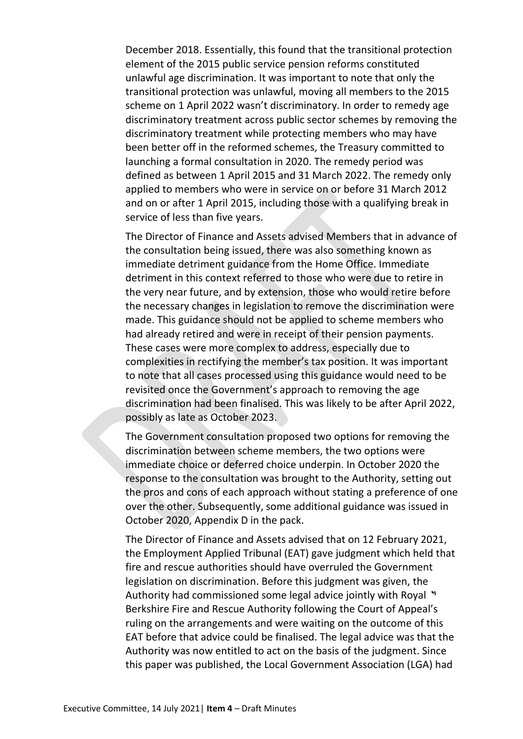December 2018. Essentially, this found that the transitional protection element of the 2015 public service pension reforms constituted unlawful age discrimination. It was important to note that only the transitional protection was unlawful, moving all members to the 2015 scheme on 1 April 2022 wasn't discriminatory. In order to remedy age discriminatory treatment across public sector schemes by removing the discriminatory treatment while protecting members who may have been better off in the reformed schemes, the Treasury committed to launching a formal consultation in 2020. The remedy period was defined as between 1 April 2015 and 31 March 2022. The remedy only applied to members who were in service on or before 31 March 2012 and on or after 1 April 2015, including those with a qualifying break in service of less than five years.

The Director of Finance and Assets advised Members that in advance of the consultation being issued, there was also something known as immediate detriment guidance from the Home Office. Immediate detriment in this context referred to those who were due to retire in the very near future, and by extension, those who would retire before the necessary changes in legislation to remove the discrimination were made. This guidance should not be applied to scheme members who had already retired and were in receipt of their pension payments. These cases were more complex to address, especially due to complexities in rectifying the member's tax position. It was important to note that all cases processed using this guidance would need to be revisited once the Government's approach to removing the age discrimination had been finalised. This was likely to be after April 2022, possibly as late as October 2023.

The Government consultation proposed two options for removing the discrimination between scheme members, the two options were immediate choice or deferred choice underpin. In October 2020 the response to the consultation was brought to the Authority, setting out the pros and cons of each approach without stating a preference of one over the other. Subsequently, some additional guidance was issued in October 2020, Appendix D in the pack.

The Director of Finance and Assets advised that on 12 February 2021, the Employment Applied Tribunal (EAT) gave judgment which held that fire and rescue authorities should have overruled the Government legislation on discrimination. Before this judgment was given, the Authority had commissioned some legal advice jointly with Royal Berkshire Fire and Rescue Authority following the Court of Appeal's ruling on the arrangements and were waiting on the outcome of this EAT before that advice could be finalised. The legal advice was that the Authority was now entitled to act on the basis of the judgment. Since this paper was published, the Local Government Association (LGA) had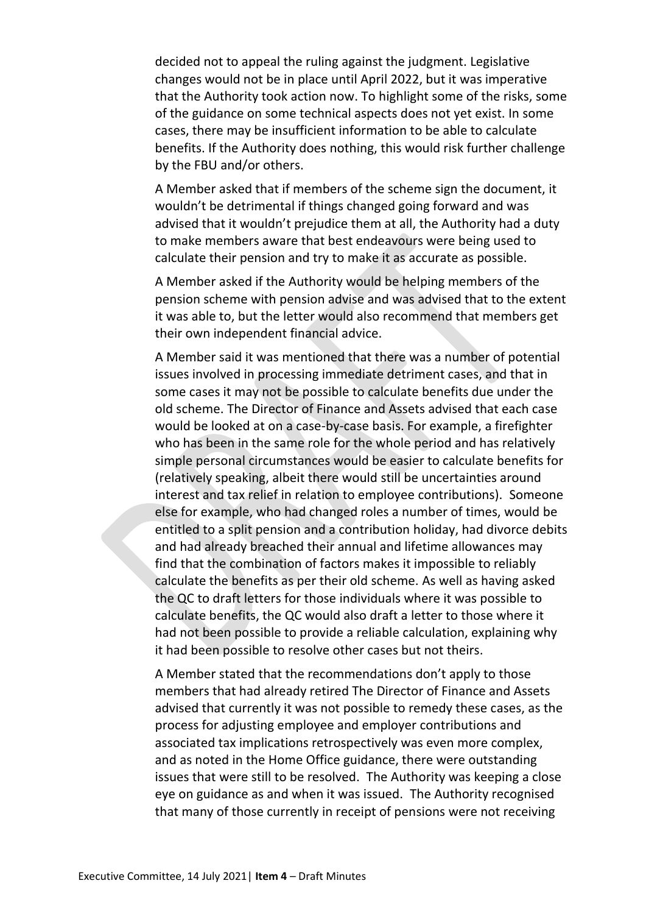decided not to appeal the ruling against the judgment. Legislative changes would not be in place until April 2022, but it was imperative that the Authority took action now. To highlight some of the risks, some of the guidance on some technical aspects does not yet exist. In some cases, there may be insufficient information to be able to calculate benefits. If the Authority does nothing, this would risk further challenge by the FBU and/or others.

A Member asked that if members of the scheme sign the document, it wouldn't be detrimental if things changed going forward and was advised that it wouldn't prejudice them at all, the Authority had a duty to make members aware that best endeavours were being used to calculate their pension and try to make it as accurate as possible.

A Member asked if the Authority would be helping members of the pension scheme with pension advise and was advised that to the extent it was able to, but the letter would also recommend that members get their own independent financial advice.

A Member said it was mentioned that there was a number of potential issues involved in processing immediate detriment cases, and that in some cases it may not be possible to calculate benefits due under the old scheme. The Director of Finance and Assets advised that each case would be looked at on a case-by-case basis. For example, a firefighter who has been in the same role for the whole period and has relatively simple personal circumstances would be easier to calculate benefits for (relatively speaking, albeit there would still be uncertainties around interest and tax relief in relation to employee contributions). Someone else for example, who had changed roles a number of times, would be entitled to a split pension and a contribution holiday, had divorce debits and had already breached their annual and lifetime allowances may find that the combination of factors makes it impossible to reliably calculate the benefits as per their old scheme. As well as having asked the QC to draft letters for those individuals where it was possible to calculate benefits, the QC would also draft a letter to those where it had not been possible to provide a reliable calculation, explaining why it had been possible to resolve other cases but not theirs.

A Member stated that the recommendations don't apply to those members that had already retired The Director of Finance and Assets advised that currently it was not possible to remedy these cases, as the process for adjusting employee and employer contributions and associated tax implications retrospectively was even more complex, and as noted in the Home Office guidance, there were outstanding issues that were still to be resolved. The Authority was keeping a close eye on guidance as and when it was issued. The Authority recognised that many of those currently in receipt of pensions were not receiving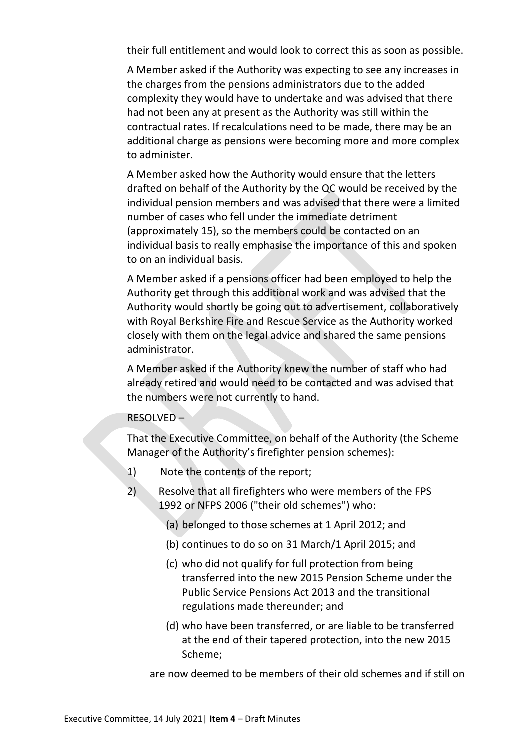their full entitlement and would look to correct this as soon as possible.

A Member asked if the Authority was expecting to see any increases in the charges from the pensions administrators due to the added complexity they would have to undertake and was advised that there had not been any at present as the Authority was still within the contractual rates. If recalculations need to be made, there may be an additional charge as pensions were becoming more and more complex to administer.

A Member asked how the Authority would ensure that the letters drafted on behalf of the Authority by the QC would be received by the individual pension members and was advised that there were a limited number of cases who fell under the immediate detriment (approximately 15), so the members could be contacted on an individual basis to really emphasise the importance of this and spoken to on an individual basis.

A Member asked if a pensions officer had been employed to help the Authority get through this additional work and was advised that the Authority would shortly be going out to advertisement, collaboratively with Royal Berkshire Fire and Rescue Service as the Authority worked closely with them on the legal advice and shared the same pensions administrator.

A Member asked if the Authority knew the number of staff who had already retired and would need to be contacted and was advised that the numbers were not currently to hand.

RESOLVED –

That the Executive Committee, on behalf of the Authority (the Scheme Manager of the Authority's firefighter pension schemes):

1) Note the contents of the report;

2) Resolve that all firefighters who were members of the FPS 1992 or NFPS 2006 ("their old schemes") who:

   (a) belonged to those schemes at 1 April 2012; and

   (b) continues to do so on 31 March/1 April 2015; and

   (c) who did not qualify for full protection from being transferred into the new 2015 Pension Scheme under the Public Service Pensions Act 2013 and the transitional regulations made thereunder; and

   (d) who have been transferred, or are liable to be transferred at the end of their tapered protection, into the new 2015 Scheme;

are now deemed to be members of their old schemes and if still on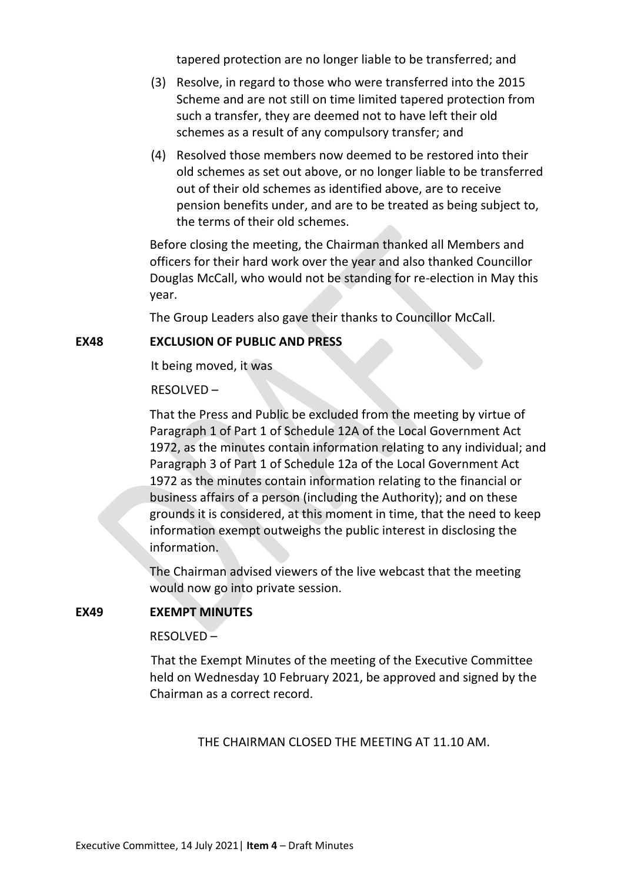tapered protection are no longer liable to be transferred; and

(3) Resolve, in regard to those who were transferred into the 2015 Scheme and are not still on time limited tapered protection from such a transfer, they are deemed not to have left their old schemes as a result of any compulsory transfer; and

(4) Resolved those members now deemed to be restored into their old schemes as set out above, or no longer liable to be transferred out of their old schemes as identified above, are to receive pension benefits under, and are to be treated as being subject to, the terms of their old schemes.

Before closing the meeting, the Chairman thanked all Members and officers for their hard work over the year and also thanked Councillor Douglas McCall, who would not be standing for re-election in May this year.

The Group Leaders also gave their thanks to Councillor McCall.

**EX48 EXCLUSION OF PUBLIC AND PRESS**

It being moved, it was

RESOLVED –

That the Press and Public be excluded from the meeting by virtue of Paragraph 1 of Part 1 of Schedule 12A of the Local Government Act 1972, as the minutes contain information relating to any individual; and Paragraph 3 of Part 1 of Schedule 12a of the Local Government Act 1972 as the minutes contain information relating to the financial or business affairs of a person (including the Authority); and on these grounds it is considered, at this moment in time, that the need to keep information exempt outweighs the public interest in disclosing the information.

The Chairman advised viewers of the live webcast that the meeting would now go into private session.

**EX49 EXEMPT MINUTES**

RESOLVED –

That the Exempt Minutes of the meeting of the Executive Committee held on Wednesday 10 February 2021, be approved and signed by the Chairman as a correct record.

THE CHAIRMAN CLOSED THE MEETING AT 11.10 AM.